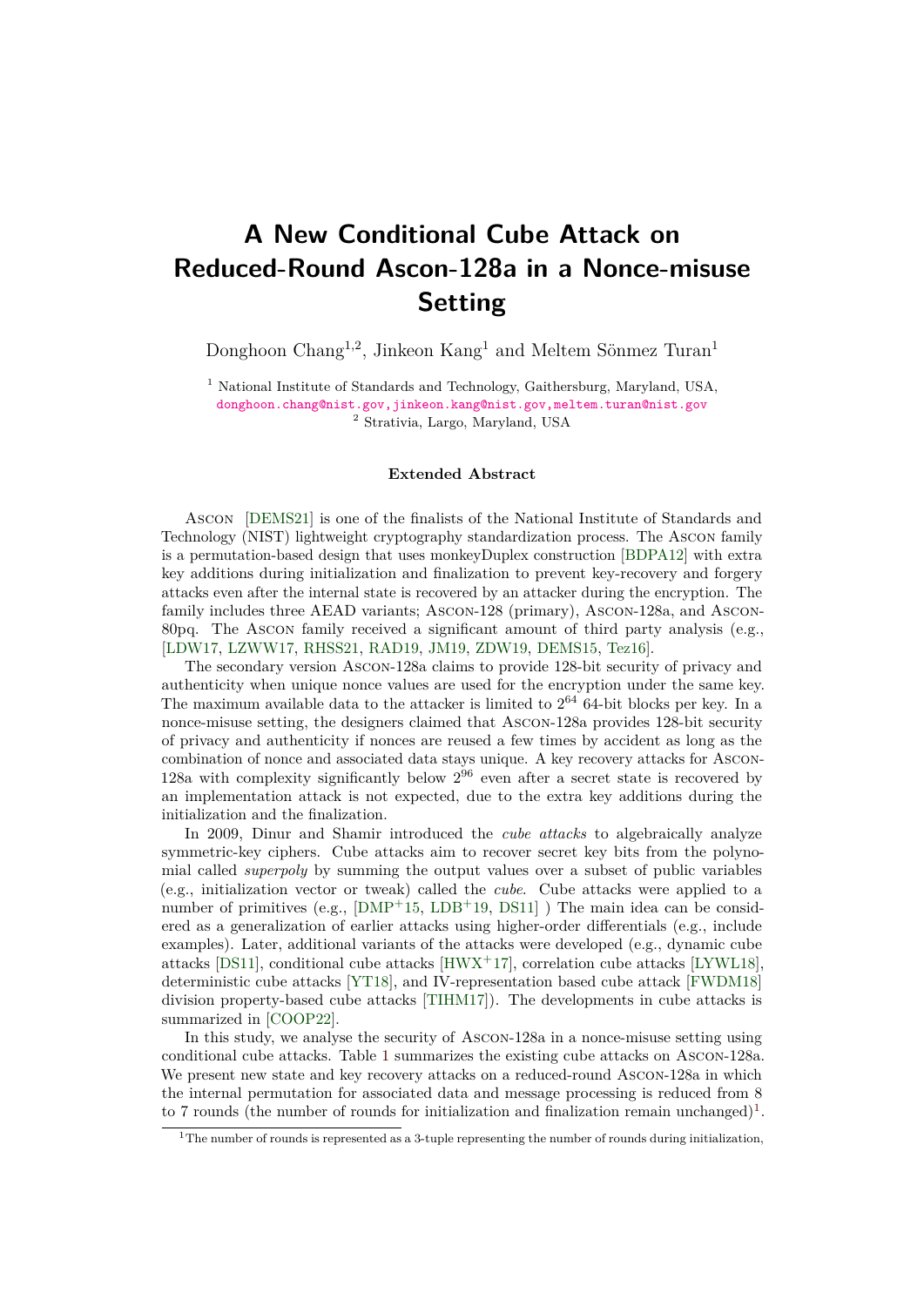# A New Conditional Cube Attack on Reduced-Round Ascon-128a in a Nonce-misuse Setting

Donghoon Chang[1,2], Jinkeon Kang[1] and Meltem Sönmez Turan[1]

[1] National Institute of Standards and Technology, Gaithersburg, Maryland, USA, donghoon.chang@nist.gov, jinkeon.kang@nist.gov, meltem.turan@nist.gov
[2] Strativia, Largo, Maryland, USA

**Extended Abstract**

Ascon [DEMS21] is one of the finalists of the National Institute of Standards and Technology (NIST) lightweight cryptography standardization process. The Ascon family is a permutation-based design that uses monkeyDuplex construction [BDPA12] with extra key additions during initialization and finalization to prevent key-recovery and forgery attacks even after the internal state is recovered by an attacker during the encryption. The family includes three AEAD variants; Ascon-128 (primary), Ascon-128a, and Ascon-80pq. The Ascon family received a significant amount of third party analysis (e.g., [LDW17, LZWW17, RHSS21, RAD19, JM19, ZDW19, DEMS15, Tez16].

The secondary version Ascon-128a claims to provide 128-bit security of privacy and authenticity when unique nonce values are used for the encryption under the same key. The maximum available data to the attacker is limited to $2^{64}$ 64-bit blocks per key. In a nonce-misuse setting, the designers claimed that Ascon-128a provides 128-bit security of privacy and authenticity if nonces are reused a few times by accident as long as the combination of nonce and associated data stays unique. A key recovery attacks for Ascon-128a with complexity significantly below $2^{96}$ even after a secret state is recovered by an implementation attack is not expected, due to the extra key additions during the initialization and the finalization.

In 2009, Dinur and Shamir introduced the *cube attacks* to algebraically analyze symmetric-key ciphers. Cube attacks aim to recover secret key bits from the polynomial called *superpoly* by summing the output values over a subset of public variables (e.g., initialization vector or tweak) called the *cube*. Cube attacks were applied to a number of primitives (e.g., [DMP+15, LDB+19, DS11] ) The main idea can be considered as a generalization of earlier attacks using higher-order differentials (e.g., include examples). Later, additional variants of the attacks were developed (e.g., dynamic cube attacks [DS11], conditional cube attacks [HWX+17], correlation cube attacks [LYWL18], deterministic cube attacks [YT18], and IV-representation based cube attack [FWDM18] division property-based cube attacks [TIHM17]). The developments in cube attacks is summarized in [COOP22].

In this study, we analyse the security of Ascon-128a in a nonce-misuse setting using conditional cube attacks. Table 1 summarizes the existing cube attacks on Ascon-128a. We present new state and key recovery attacks on a reduced-round Ascon-128a in which the internal permutation for associated data and message processing is reduced from 8 to 7 rounds (the number of rounds for initialization and finalization remain unchanged)[1].

[1] The number of rounds is represented as a 3-tuple representing the number of rounds during initialization,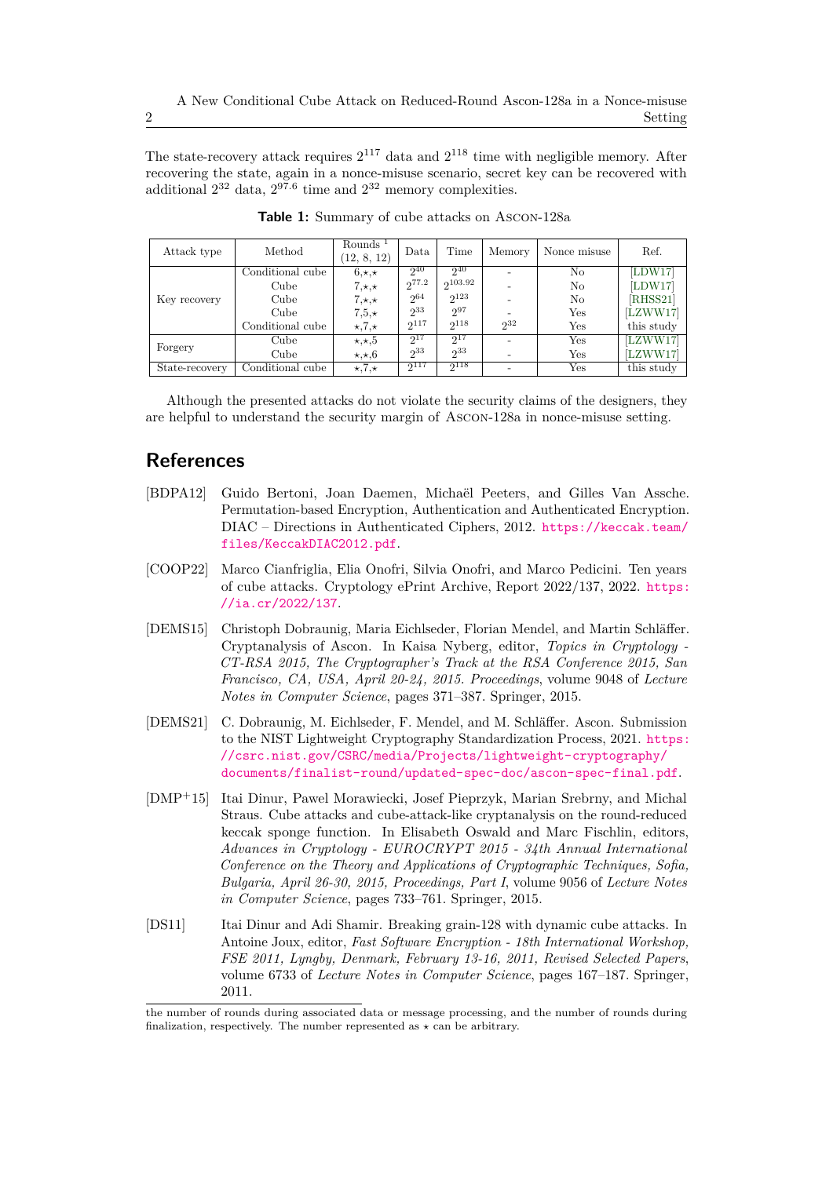The state-recovery attack requires $2^{117}$ data and $2^{118}$ time with negligible memory. After recovering the state, again in a nonce-misuse scenario, secret key can be recovered with additional $2^{32}$ data, $2^{97.6}$ time and $2^{32}$ memory complexities.

**Table 1:** Summary of cube attacks on Ascon-128a

| Attack type | Method | Rounds [1] (12, 8, 12) | Data | Time | Memory | Nonce misuse | Ref. |
|---|---|---|---|---|---|---|---|
| Key recovery | Conditional cube | 6,⋆,⋆ | $2^{40}$ | $2^{40}$ | - | No | [LDW17] |
| | Cube | 7,⋆,⋆ | $2^{77.2}$ | $2^{103.92}$ | - | No | [LDW17] |
| | Cube | 7,⋆,⋆ | $2^{64}$ | $2^{123}$ | - | No | [RHSS21] |
| | Cube | 7,5,⋆ | $2^{33}$ | $2^{97}$ | - | Yes | [LZWW17] |
| | Conditional cube | ⋆,7,⋆ | $2^{117}$ | $2^{118}$ | $2^{32}$ | Yes | this study |
| Forgery | Cube | ⋆,⋆,5 | $2^{17}$ | $2^{17}$ | - | Yes | [LZWW17] |
| | Cube | ⋆,⋆,6 | $2^{33}$ | $2^{33}$ | - | Yes | [LZWW17] |
| State-recovery | Conditional cube | ⋆,7,⋆ | $2^{117}$ | $2^{118}$ | - | Yes | this study |

Although the presented attacks do not violate the security claims of the designers, they are helpful to understand the security margin of Ascon-128a in nonce-misuse setting.

## References

[BDPA12] Guido Bertoni, Joan Daemen, Michaël Peeters, and Gilles Van Assche. Permutation-based Encryption, Authentication and Authenticated Encryption. DIAC – Directions in Authenticated Ciphers, 2012. https://keccak.team/files/KeccakDIAC2012.pdf.

[COOP22] Marco Cianfriglia, Elia Onofri, Silvia Onofri, and Marco Pedicini. Ten years of cube attacks. Cryptology ePrint Archive, Report 2022/137, 2022. https://ia.cr/2022/137.

[DEMS15] Christoph Dobraunig, Maria Eichlseder, Florian Mendel, and Martin Schläffer. Cryptanalysis of Ascon. In Kaisa Nyberg, editor, *Topics in Cryptology - CT-RSA 2015, The Cryptographer's Track at the RSA Conference 2015, San Francisco, CA, USA, April 20-24, 2015. Proceedings*, volume 9048 of *Lecture Notes in Computer Science*, pages 371–387. Springer, 2015.

[DEMS21] C. Dobraunig, M. Eichlseder, F. Mendel, and M. Schläffer. Ascon. Submission to the NIST Lightweight Cryptography Standardization Process, 2021. https://csrc.nist.gov/CSRC/media/Projects/lightweight-cryptography/documents/finalist-round/updated-spec-doc/ascon-spec-final.pdf.

[DMP+15] Itai Dinur, Pawel Morawiecki, Josef Pieprzyk, Marian Srebrny, and Michal Straus. Cube attacks and cube-attack-like cryptanalysis on the round-reduced keccak sponge function. In Elisabeth Oswald and Marc Fischlin, editors, *Advances in Cryptology - EUROCRYPT 2015 - 34th Annual International Conference on the Theory and Applications of Cryptographic Techniques, Sofia, Bulgaria, April 26-30, 2015, Proceedings, Part I*, volume 9056 of *Lecture Notes in Computer Science*, pages 733–761. Springer, 2015.

[DS11] Itai Dinur and Adi Shamir. Breaking grain-128 with dynamic cube attacks. In Antoine Joux, editor, *Fast Software Encryption - 18th International Workshop, FSE 2011, Lyngby, Denmark, February 13-16, 2011, Revised Selected Papers*, volume 6733 of *Lecture Notes in Computer Science*, pages 167–187. Springer, 2011.

---

the number of rounds during associated data or message processing, and the number of rounds during finalization, respectively. The number represented as ⋆ can be arbitrary.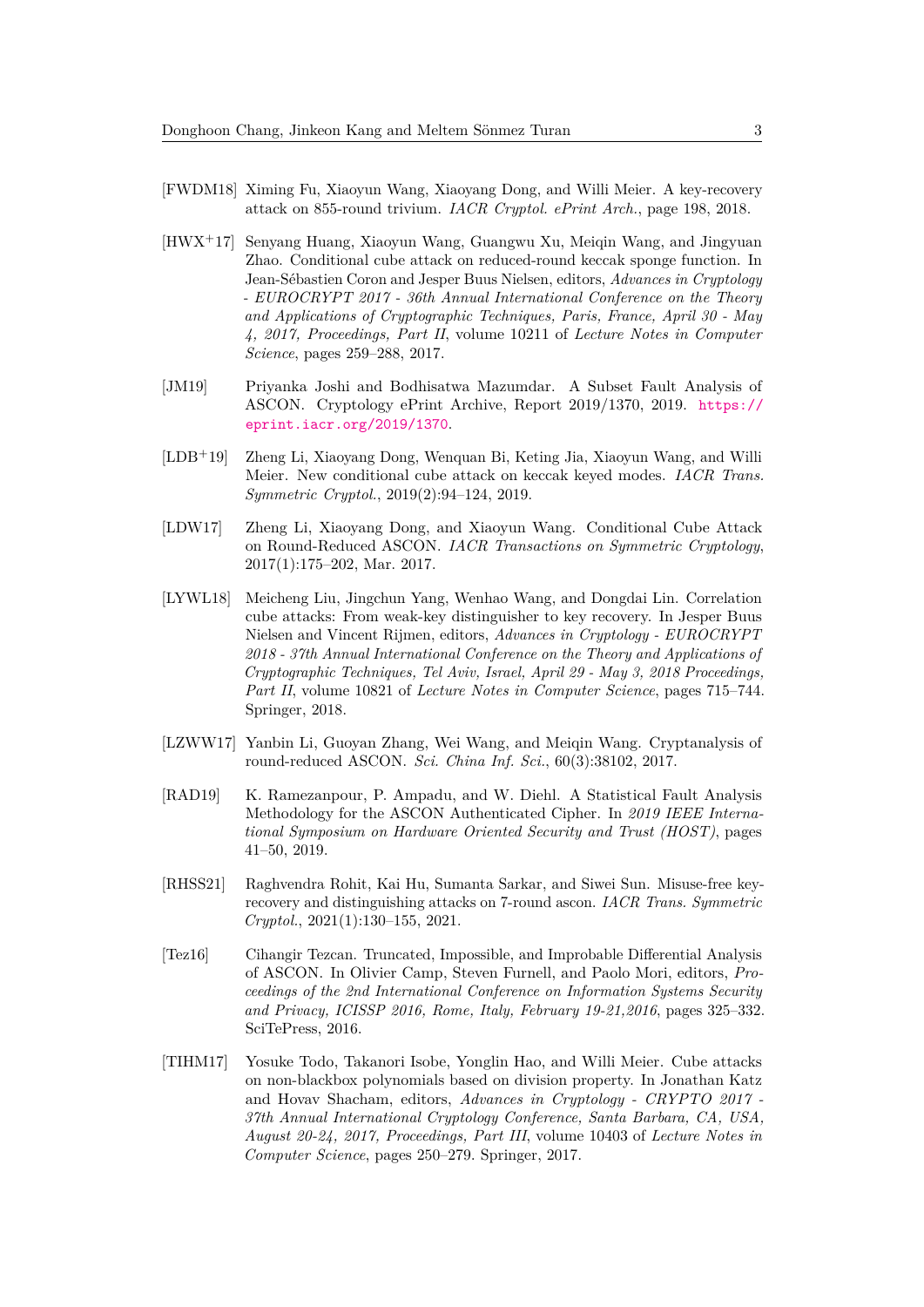[FWDM18] Ximing Fu, Xiaoyun Wang, Xiaoyang Dong, and Willi Meier. A key-recovery attack on 855-round trivium. *IACR Cryptol. ePrint Arch.*, page 198, 2018.

[HWX+17] Senyang Huang, Xiaoyun Wang, Guangwu Xu, Meiqin Wang, and Jingyuan Zhao. Conditional cube attack on reduced-round keccak sponge function. In Jean-Sébastien Coron and Jesper Buus Nielsen, editors, *Advances in Cryptology - EUROCRYPT 2017 - 36th Annual International Conference on the Theory and Applications of Cryptographic Techniques, Paris, France, April 30 - May 4, 2017, Proceedings, Part II*, volume 10211 of *Lecture Notes in Computer Science*, pages 259–288, 2017.

[JM19] Priyanka Joshi and Bodhisatwa Mazumdar. A Subset Fault Analysis of ASCON. Cryptology ePrint Archive, Report 2019/1370, 2019. https://eprint.iacr.org/2019/1370.

[LDB+19] Zheng Li, Xiaoyang Dong, Wenquan Bi, Keting Jia, Xiaoyun Wang, and Willi Meier. New conditional cube attack on keccak keyed modes. *IACR Trans. Symmetric Cryptol.*, 2019(2):94–124, 2019.

[LDW17] Zheng Li, Xiaoyang Dong, and Xiaoyun Wang. Conditional Cube Attack on Round-Reduced ASCON. *IACR Transactions on Symmetric Cryptology*, 2017(1):175–202, Mar. 2017.

[LYWL18] Meicheng Liu, Jingchun Yang, Wenhao Wang, and Dongdai Lin. Correlation cube attacks: From weak-key distinguisher to key recovery. In Jesper Buus Nielsen and Vincent Rijmen, editors, *Advances in Cryptology - EUROCRYPT 2018 - 37th Annual International Conference on the Theory and Applications of Cryptographic Techniques, Tel Aviv, Israel, April 29 - May 3, 2018 Proceedings, Part II*, volume 10821 of *Lecture Notes in Computer Science*, pages 715–744. Springer, 2018.

[LZWW17] Yanbin Li, Guoyan Zhang, Wei Wang, and Meiqin Wang. Cryptanalysis of round-reduced ASCON. *Sci. China Inf. Sci.*, 60(3):38102, 2017.

[RAD19] K. Ramezanpour, P. Ampadu, and W. Diehl. A Statistical Fault Analysis Methodology for the ASCON Authenticated Cipher. In *2019 IEEE International Symposium on Hardware Oriented Security and Trust (HOST)*, pages 41–50, 2019.

[RHSS21] Raghvendra Rohit, Kai Hu, Sumanta Sarkar, and Siwei Sun. Misuse-free key-recovery and distinguishing attacks on 7-round ascon. *IACR Trans. Symmetric Cryptol.*, 2021(1):130–155, 2021.

[Tez16] Cihangir Tezcan. Truncated, Impossible, and Improbable Differential Analysis of ASCON. In Olivier Camp, Steven Furnell, and Paolo Mori, editors, *Proceedings of the 2nd International Conference on Information Systems Security and Privacy, ICISSP 2016, Rome, Italy, February 19-21,2016*, pages 325–332. SciTePress, 2016.

[TIHM17] Yosuke Todo, Takanori Isobe, Yonglin Hao, and Willi Meier. Cube attacks on non-blackbox polynomials based on division property. In Jonathan Katz and Hovav Shacham, editors, *Advances in Cryptology - CRYPTO 2017 - 37th Annual International Cryptology Conference, Santa Barbara, CA, USA, August 20-24, 2017, Proceedings, Part III*, volume 10403 of *Lecture Notes in Computer Science*, pages 250–279. Springer, 2017.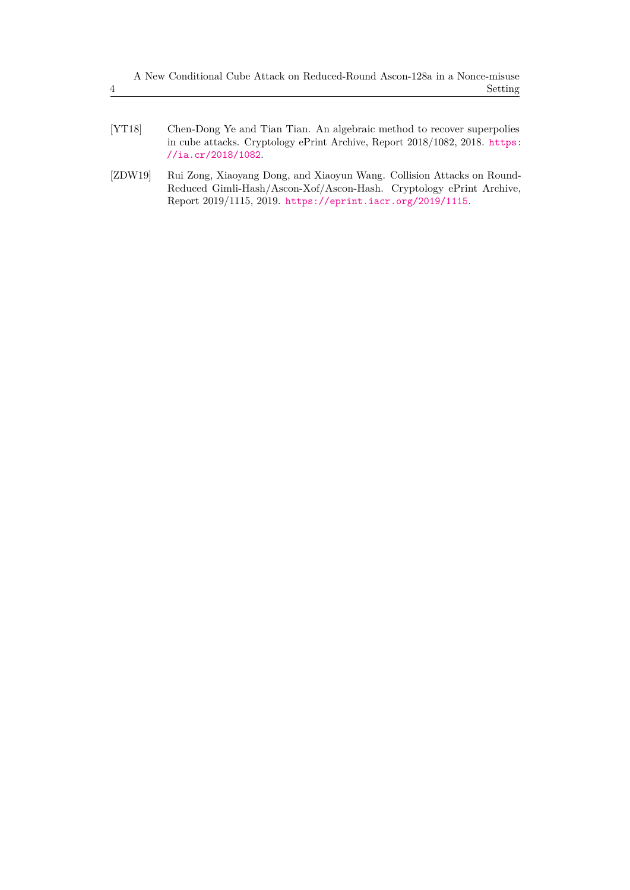[YT18] Chen-Dong Ye and Tian Tian. An algebraic method to recover superpolies in cube attacks. Cryptology ePrint Archive, Report 2018/1082, 2018. https://ia.cr/2018/1082.

[ZDW19] Rui Zong, Xiaoyang Dong, and Xiaoyun Wang. Collision Attacks on Round-Reduced Gimli-Hash/Ascon-Xof/Ascon-Hash. Cryptology ePrint Archive, Report 2019/1115, 2019. https://eprint.iacr.org/2019/1115.